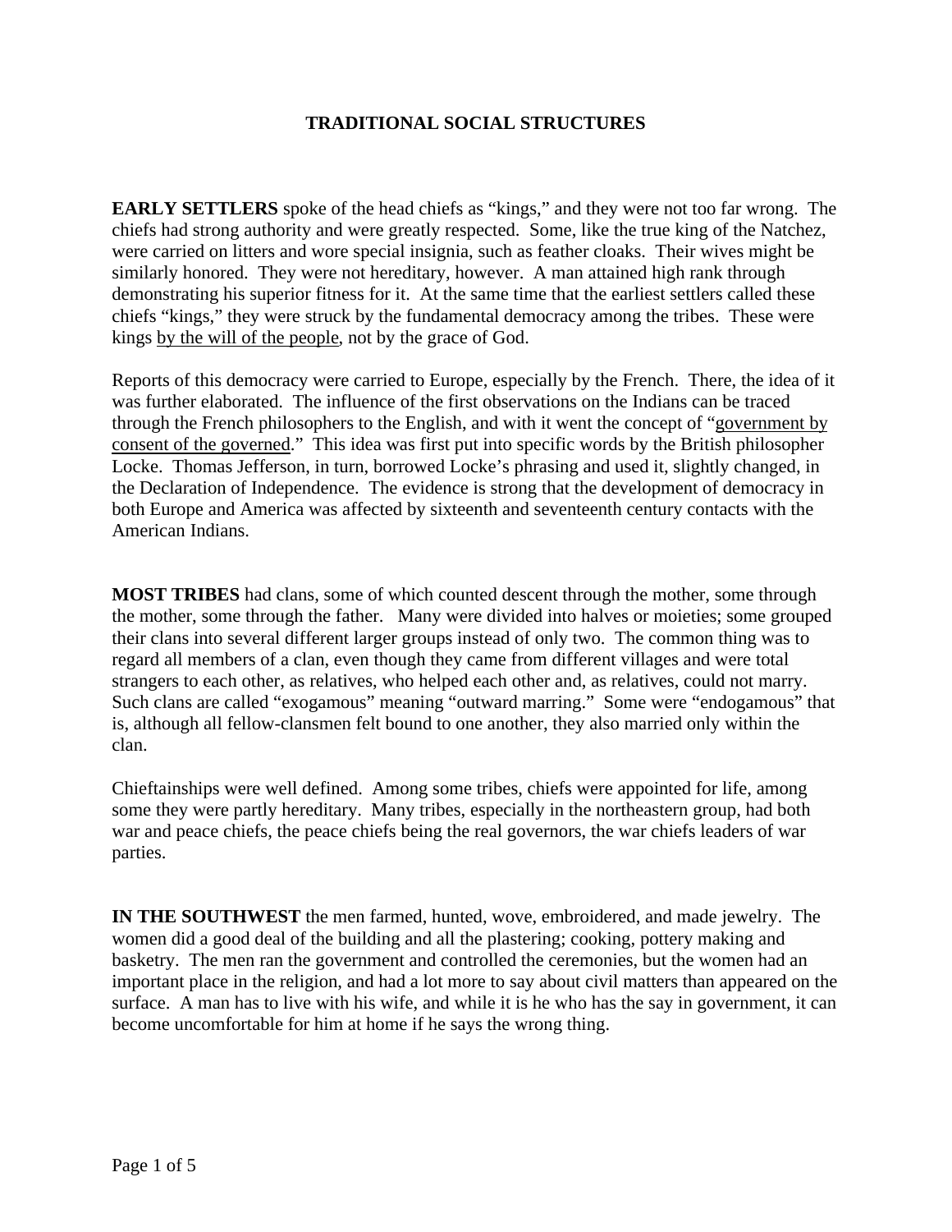# TRADITIONAL SOCIAL STRUCTURES

**EARLY SETTLERS** spoke of the head chiefs as "kings," and they were not too far wrong. The chiefs had strong authority and were greatly respected. Some, like the true king of the Natchez, were carried on litters and wore special insignia, such as feather cloaks. Their wives might be similarly honored. They were not hereditary, however. A man attained high rank through demonstrating his superior fitness for it. At the same time that the earliest settlers called these chiefs "kings," they were struck by the fundamental democracy among the tribes. These were kings <u>by the will of the people</u>, not by the grace of God.

Reports of this democracy were carried to Europe, especially by the French. There, the idea of it was further elaborated. The influence of the first observations on the Indians can be traced through the French philosophers to the English, and with it went the concept of "<u>government by consent of the governed</u>." This idea was first put into specific words by the British philosopher Locke. Thomas Jefferson, in turn, borrowed Locke's phrasing and used it, slightly changed, in the Declaration of Independence. The evidence is strong that the development of democracy in both Europe and America was affected by sixteenth and seventeenth century contacts with the American Indians.

**MOST TRIBES** had clans, some of which counted descent through the mother, some through the mother, some through the father. Many were divided into halves or moieties; some grouped their clans into several different larger groups instead of only two. The common thing was to regard all members of a clan, even though they came from different villages and were total strangers to each other, as relatives, who helped each other and, as relatives, could not marry. Such clans are called "exogamous" meaning "outward marring." Some were "endogamous" that is, although all fellow-clansmen felt bound to one another, they also married only within the clan.

Chieftainships were well defined. Among some tribes, chiefs were appointed for life, among some they were partly hereditary. Many tribes, especially in the northeastern group, had both war and peace chiefs, the peace chiefs being the real governors, the war chiefs leaders of war parties.

**IN THE SOUTHWEST** the men farmed, hunted, wove, embroidered, and made jewelry. The women did a good deal of the building and all the plastering; cooking, pottery making and basketry. The men ran the government and controlled the ceremonies, but the women had an important place in the religion, and had a lot more to say about civil matters than appeared on the surface. A man has to live with his wife, and while it is he who has the say in government, it can become uncomfortable for him at home if he says the wrong thing.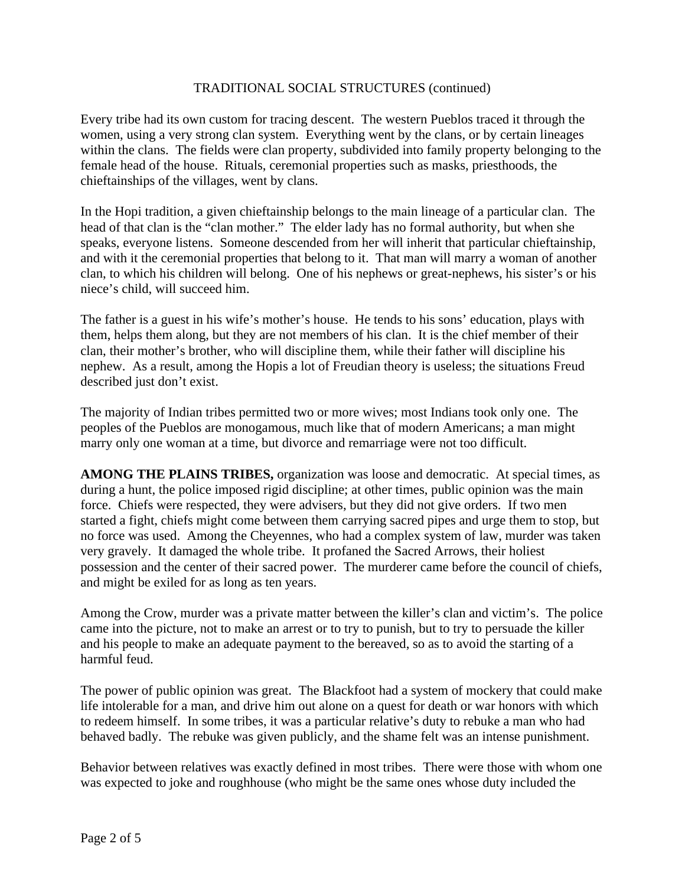TRADITIONAL SOCIAL STRUCTURES (continued)

Every tribe had its own custom for tracing descent. The western Pueblos traced it through the women, using a very strong clan system. Everything went by the clans, or by certain lineages within the clans. The fields were clan property, subdivided into family property belonging to the female head of the house. Rituals, ceremonial properties such as masks, priesthoods, the chieftainships of the villages, went by clans.

In the Hopi tradition, a given chieftainship belongs to the main lineage of a particular clan. The head of that clan is the "clan mother." The elder lady has no formal authority, but when she speaks, everyone listens. Someone descended from her will inherit that particular chieftainship, and with it the ceremonial properties that belong to it. That man will marry a woman of another clan, to which his children will belong. One of his nephews or great-nephews, his sister's or his niece's child, will succeed him.

The father is a guest in his wife's mother's house. He tends to his sons' education, plays with them, helps them along, but they are not members of his clan. It is the chief member of their clan, their mother's brother, who will discipline them, while their father will discipline his nephew. As a result, among the Hopis a lot of Freudian theory is useless; the situations Freud described just don't exist.

The majority of Indian tribes permitted two or more wives; most Indians took only one. The peoples of the Pueblos are monogamous, much like that of modern Americans; a man might marry only one woman at a time, but divorce and remarriage were not too difficult.

**AMONG THE PLAINS TRIBES,** organization was loose and democratic. At special times, as during a hunt, the police imposed rigid discipline; at other times, public opinion was the main force. Chiefs were respected, they were advisers, but they did not give orders. If two men started a fight, chiefs might come between them carrying sacred pipes and urge them to stop, but no force was used. Among the Cheyennes, who had a complex system of law, murder was taken very gravely. It damaged the whole tribe. It profaned the Sacred Arrows, their holiest possession and the center of their sacred power. The murderer came before the council of chiefs, and might be exiled for as long as ten years.

Among the Crow, murder was a private matter between the killer's clan and victim's. The police came into the picture, not to make an arrest or to try to punish, but to try to persuade the killer and his people to make an adequate payment to the bereaved, so as to avoid the starting of a harmful feud.

The power of public opinion was great. The Blackfoot had a system of mockery that could make life intolerable for a man, and drive him out alone on a quest for death or war honors with which to redeem himself. In some tribes, it was a particular relative's duty to rebuke a man who had behaved badly. The rebuke was given publicly, and the shame felt was an intense punishment.

Behavior between relatives was exactly defined in most tribes. There were those with whom one was expected to joke and roughhouse (who might be the same ones whose duty included the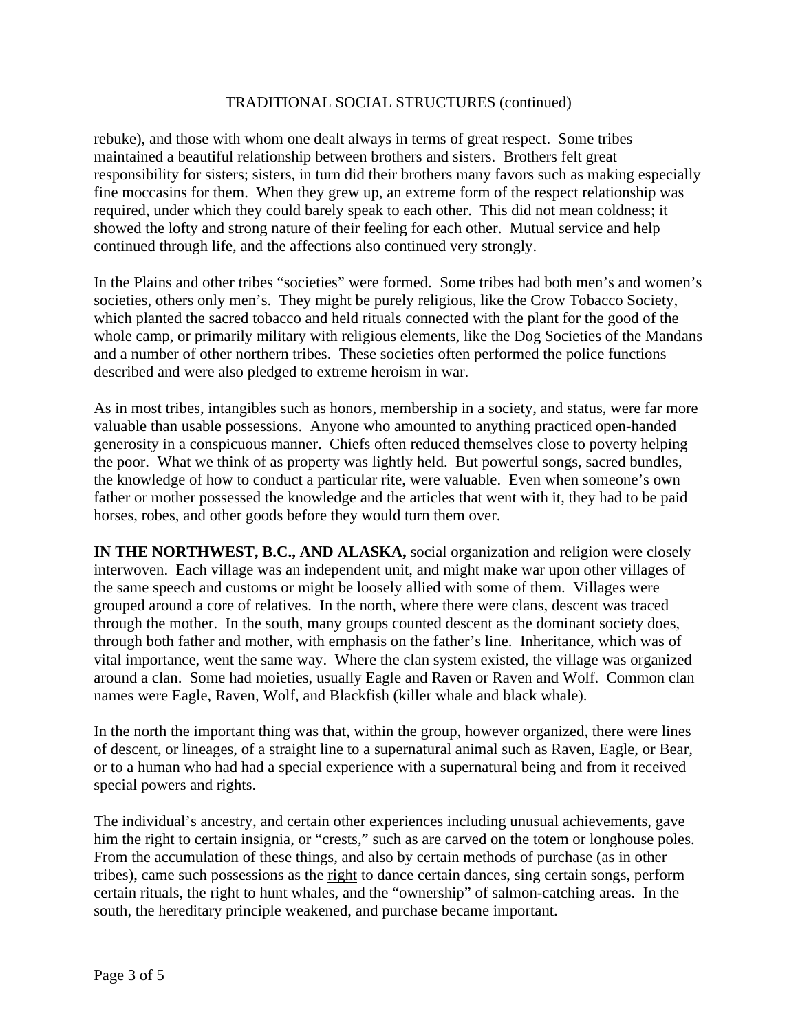rebuke), and those with whom one dealt always in terms of great respect. Some tribes maintained a beautiful relationship between brothers and sisters. Brothers felt great responsibility for sisters; sisters, in turn did their brothers many favors such as making especially fine moccasins for them. When they grew up, an extreme form of the respect relationship was required, under which they could barely speak to each other. This did not mean coldness; it showed the lofty and strong nature of their feeling for each other. Mutual service and help continued through life, and the affections also continued very strongly.

In the Plains and other tribes "societies" were formed. Some tribes had both men's and women's societies, others only men's. They might be purely religious, like the Crow Tobacco Society, which planted the sacred tobacco and held rituals connected with the plant for the good of the whole camp, or primarily military with religious elements, like the Dog Societies of the Mandans and a number of other northern tribes. These societies often performed the police functions described and were also pledged to extreme heroism in war.

As in most tribes, intangibles such as honors, membership in a society, and status, were far more valuable than usable possessions. Anyone who amounted to anything practiced open-handed generosity in a conspicuous manner. Chiefs often reduced themselves close to poverty helping the poor. What we think of as property was lightly held. But powerful songs, sacred bundles, the knowledge of how to conduct a particular rite, were valuable. Even when someone's own father or mother possessed the knowledge and the articles that went with it, they had to be paid horses, robes, and other goods before they would turn them over.

**IN THE NORTHWEST, B.C., AND ALASKA,** social organization and religion were closely interwoven. Each village was an independent unit, and might make war upon other villages of the same speech and customs or might be loosely allied with some of them. Villages were grouped around a core of relatives. In the north, where there were clans, descent was traced through the mother. In the south, many groups counted descent as the dominant society does, through both father and mother, with emphasis on the father's line. Inheritance, which was of vital importance, went the same way. Where the clan system existed, the village was organized around a clan. Some had moieties, usually Eagle and Raven or Raven and Wolf. Common clan names were Eagle, Raven, Wolf, and Blackfish (killer whale and black whale).

In the north the important thing was that, within the group, however organized, there were lines of descent, or lineages, of a straight line to a supernatural animal such as Raven, Eagle, or Bear, or to a human who had had a special experience with a supernatural being and from it received special powers and rights.

The individual's ancestry, and certain other experiences including unusual achievements, gave him the right to certain insignia, or "crests," such as are carved on the totem or longhouse poles. From the accumulation of these things, and also by certain methods of purchase (as in other tribes), came such possessions as the right to dance certain dances, sing certain songs, perform certain rituals, the right to hunt whales, and the "ownership" of salmon-catching areas. In the south, the hereditary principle weakened, and purchase became important.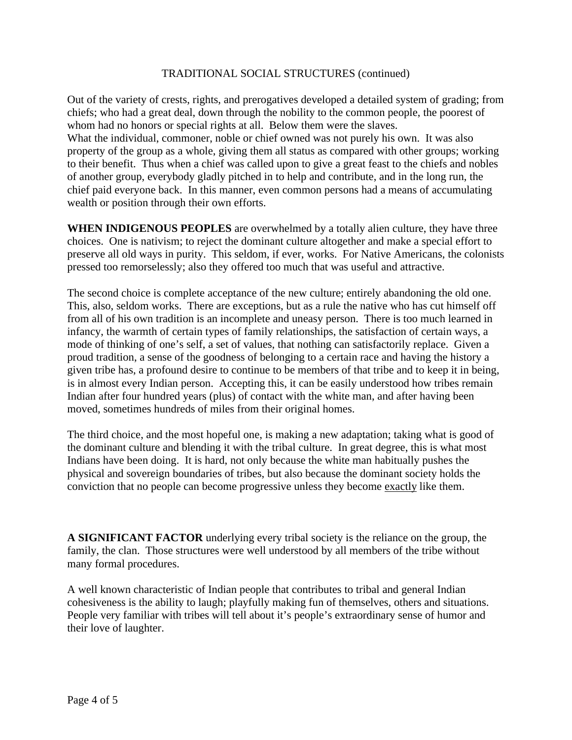## TRADITIONAL SOCIAL STRUCTURES (continued)

Out of the variety of crests, rights, and prerogatives developed a detailed system of grading; from chiefs; who had a great deal, down through the nobility to the common people, the poorest of whom had no honors or special rights at all. Below them were the slaves.
What the individual, commoner, noble or chief owned was not purely his own. It was also property of the group as a whole, giving them all status as compared with other groups; working to their benefit. Thus when a chief was called upon to give a great feast to the chiefs and nobles of another group, everybody gladly pitched in to help and contribute, and in the long run, the chief paid everyone back. In this manner, even common persons had a means of accumulating wealth or position through their own efforts.

**WHEN INDIGENOUS PEOPLES** are overwhelmed by a totally alien culture, they have three choices. One is nativism; to reject the dominant culture altogether and make a special effort to preserve all old ways in purity. This seldom, if ever, works. For Native Americans, the colonists pressed too remorselessly; also they offered too much that was useful and attractive.

The second choice is complete acceptance of the new culture; entirely abandoning the old one. This, also, seldom works. There are exceptions, but as a rule the native who has cut himself off from all of his own tradition is an incomplete and uneasy person. There is too much learned in infancy, the warmth of certain types of family relationships, the satisfaction of certain ways, a mode of thinking of one's self, a set of values, that nothing can satisfactorily replace. Given a proud tradition, a sense of the goodness of belonging to a certain race and having the history a given tribe has, a profound desire to continue to be members of that tribe and to keep it in being, is in almost every Indian person. Accepting this, it can be easily understood how tribes remain Indian after four hundred years (plus) of contact with the white man, and after having been moved, sometimes hundreds of miles from their original homes.

The third choice, and the most hopeful one, is making a new adaptation; taking what is good of the dominant culture and blending it with the tribal culture. In great degree, this is what most Indians have been doing. It is hard, not only because the white man habitually pushes the physical and sovereign boundaries of tribes, but also because the dominant society holds the conviction that no people can become progressive unless they become <u>exactly</u> like them.

**A SIGNIFICANT FACTOR** underlying every tribal society is the reliance on the group, the family, the clan. Those structures were well understood by all members of the tribe without many formal procedures.

A well known characteristic of Indian people that contributes to tribal and general Indian cohesiveness is the ability to laugh; playfully making fun of themselves, others and situations. People very familiar with tribes will tell about it's people's extraordinary sense of humor and their love of laughter.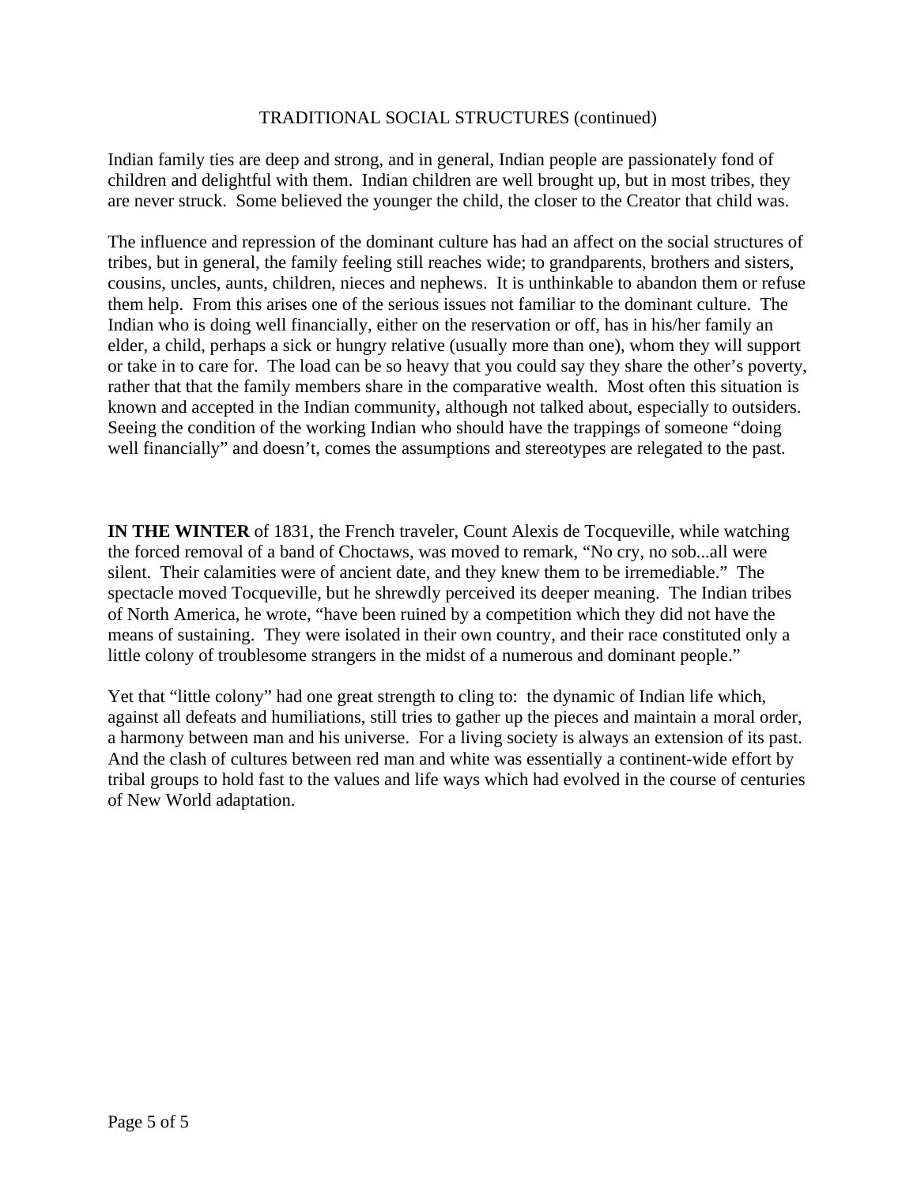TRADITIONAL SOCIAL STRUCTURES (continued)

Indian family ties are deep and strong, and in general, Indian people are passionately fond of children and delightful with them. Indian children are well brought up, but in most tribes, they are never struck. Some believed the younger the child, the closer to the Creator that child was.

The influence and repression of the dominant culture has had an affect on the social structures of tribes, but in general, the family feeling still reaches wide; to grandparents, brothers and sisters, cousins, uncles, aunts, children, nieces and nephews. It is unthinkable to abandon them or refuse them help. From this arises one of the serious issues not familiar to the dominant culture. The Indian who is doing well financially, either on the reservation or off, has in his/her family an elder, a child, perhaps a sick or hungry relative (usually more than one), whom they will support or take in to care for. The load can be so heavy that you could say they share the other's poverty, rather that that the family members share in the comparative wealth. Most often this situation is known and accepted in the Indian community, although not talked about, especially to outsiders. Seeing the condition of the working Indian who should have the trappings of someone "doing well financially" and doesn't, comes the assumptions and stereotypes are relegated to the past.

**IN THE WINTER** of 1831, the French traveler, Count Alexis de Tocqueville, while watching the forced removal of a band of Choctaws, was moved to remark, "No cry, no sob...all were silent. Their calamities were of ancient date, and they knew them to be irremediable." The spectacle moved Tocqueville, but he shrewdly perceived its deeper meaning. The Indian tribes of North America, he wrote, "have been ruined by a competition which they did not have the means of sustaining. They were isolated in their own country, and their race constituted only a little colony of troublesome strangers in the midst of a numerous and dominant people."

Yet that "little colony" had one great strength to cling to: the dynamic of Indian life which, against all defeats and humiliations, still tries to gather up the pieces and maintain a moral order, a harmony between man and his universe. For a living society is always an extension of its past. And the clash of cultures between red man and white was essentially a continent-wide effort by tribal groups to hold fast to the values and life ways which had evolved in the course of centuries of New World adaptation.